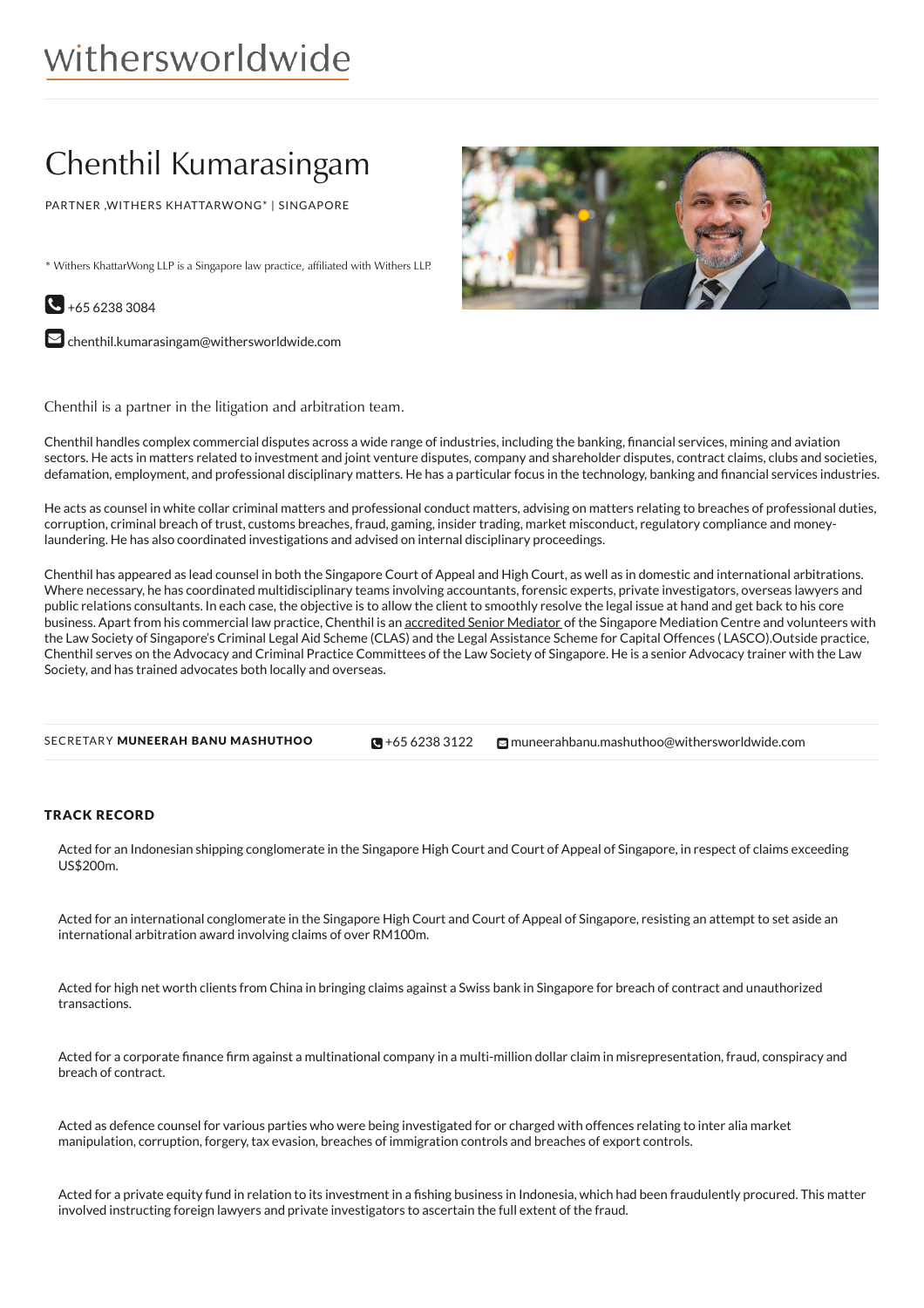withersworldwide

# Chenthil Kumarasingam

PARTNER ,WITHERS KHATTARWONG* | SINGAPORE

* Withers KhattarWong LLP is a Singapore law practice, affiliated with Withers LLP.

+65 6238 3084

chenthil.kumarasingam@withersworldwide.com

Chenthil is a partner in the litigation and arbitration team.

Chenthil handles complex commercial disputes across a wide range of industries, including the banking, financial services, mining and aviation sectors. He acts in matters related to investment and joint venture disputes, company and shareholder disputes, contract claims, clubs and societies, defamation, employment, and professional disciplinary matters. He has a particular focus in the technology, banking and financial services industries.

He acts as counsel in white collar criminal matters and professional conduct matters, advising on matters relating to breaches of professional duties, corruption, criminal breach of trust, customs breaches, fraud, gaming, insider trading, market misconduct, regulatory compliance and money-laundering. He has also coordinated investigations and advised on internal disciplinary proceedings.

Chenthil has appeared as lead counsel in both the Singapore Court of Appeal and High Court, as well as in domestic and international arbitrations. Where necessary, he has coordinated multidisciplinary teams involving accountants, forensic experts, private investigators, overseas lawyers and public relations consultants. In each case, the objective is to allow the client to smoothly resolve the legal issue at hand and get back to his core business. Apart from his commercial law practice, Chenthil is an accredited Senior Mediator of the Singapore Mediation Centre and volunteers with the Law Society of Singapore's Criminal Legal Aid Scheme (CLAS) and the Legal Assistance Scheme for Capital Offences ( LASCO).Outside practice, Chenthil serves on the Advocacy and Criminal Practice Committees of the Law Society of Singapore. He is a senior Advocacy trainer with the Law Society, and has trained advocates both locally and overseas.

SECRETARY **MUNEERAH BANU MASHUTHOO** +65 6238 3122 muneerahbanu.mashuthoo@withersworldwide.com

## TRACK RECORD

Acted for an Indonesian shipping conglomerate in the Singapore High Court and Court of Appeal of Singapore, in respect of claims exceeding US$200m.

Acted for an international conglomerate in the Singapore High Court and Court of Appeal of Singapore, resisting an attempt to set aside an international arbitration award involving claims of over RM100m.

Acted for high net worth clients from China in bringing claims against a Swiss bank in Singapore for breach of contract and unauthorized transactions.

Acted for a corporate finance firm against a multinational company in a multi-million dollar claim in misrepresentation, fraud, conspiracy and breach of contract.

Acted as defence counsel for various parties who were being investigated for or charged with offences relating to inter alia market manipulation, corruption, forgery, tax evasion, breaches of immigration controls and breaches of export controls.

Acted for a private equity fund in relation to its investment in a fishing business in Indonesia, which had been fraudulently procured. This matter involved instructing foreign lawyers and private investigators to ascertain the full extent of the fraud.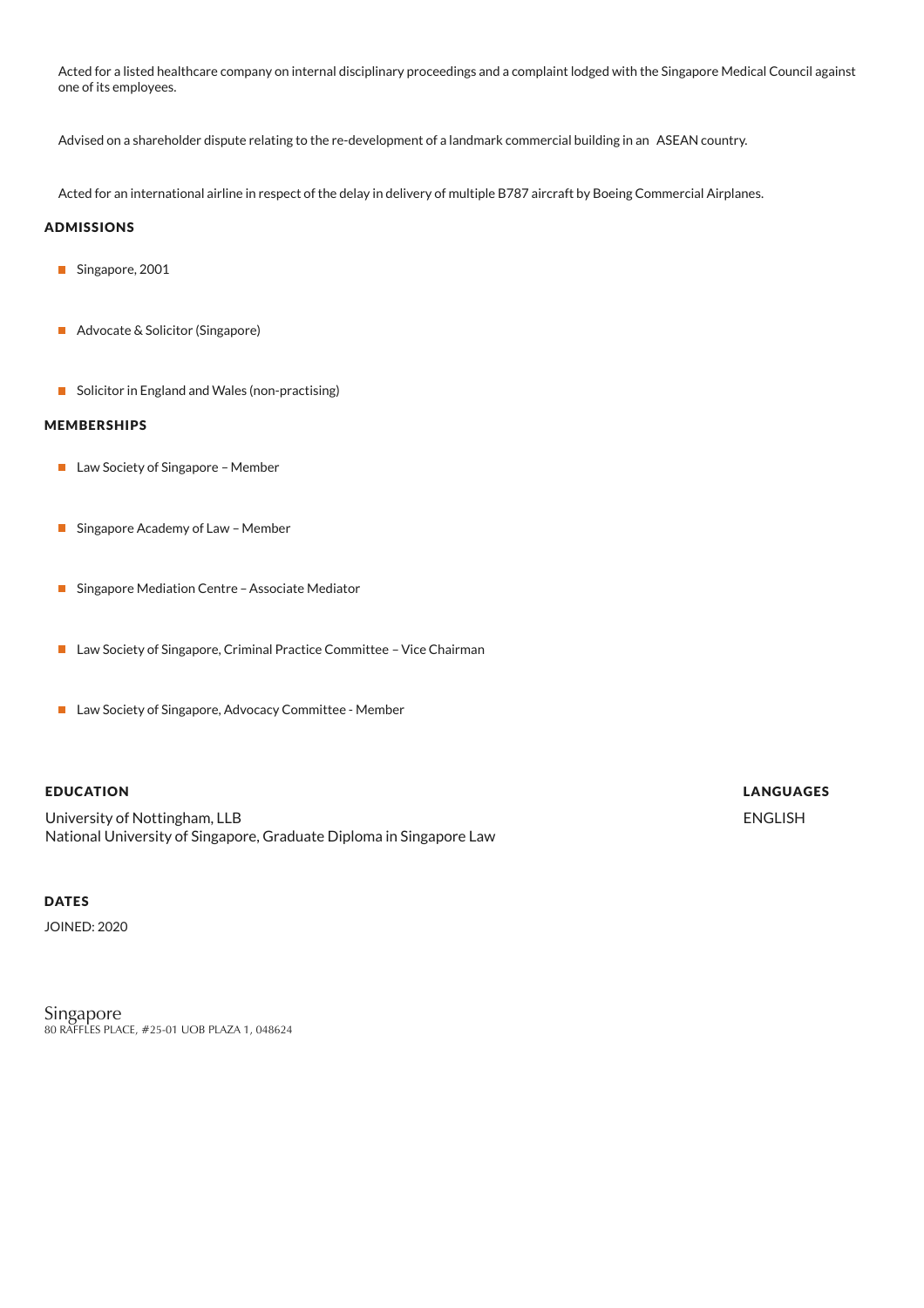Acted for a listed healthcare company on internal disciplinary proceedings and a complaint lodged with the Singapore Medical Council against one of its employees.

Advised on a shareholder dispute relating to the re-development of a landmark commercial building in an ASEAN country.

Acted for an international airline in respect of the delay in delivery of multiple B787 aircraft by Boeing Commercial Airplanes.

### ADMISSIONS

- Singapore, 2001
- Advocate & Solicitor (Singapore)
- Solicitor in England and Wales (non-practising)

### MEMBERSHIPS

- Law Society of Singapore – Member
- Singapore Academy of Law – Member
- Singapore Mediation Centre – Associate Mediator
- Law Society of Singapore, Criminal Practice Committee – Vice Chairman
- Law Society of Singapore, Advocacy Committee - Member

### EDUCATION

University of Nottingham, LLB
National University of Singapore, Graduate Diploma in Singapore Law

### LANGUAGES

ENGLISH

### DATES

JOINED: 2020

Singapore
80 RAFFLES PLACE, #25-01 UOB PLAZA 1, 048624